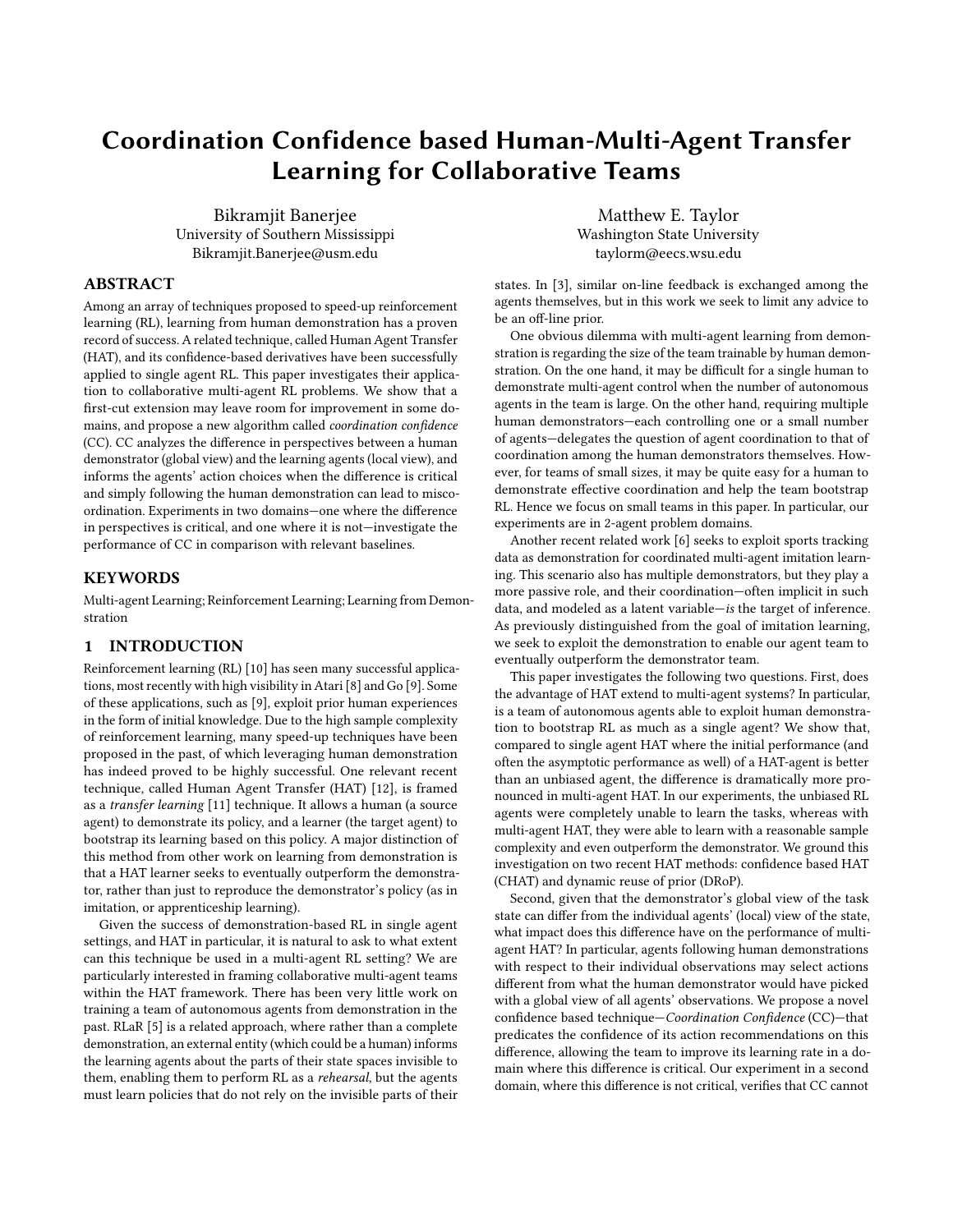# Coordination Confidence based Human-Multi-Agent Transfer Learning for Collaborative Teams

Bikramjit Banerjee
University of Southern Mississippi
Bikramjit.Banerjee@usm.edu

Matthew E. Taylor
Washington State University
taylorm@eecs.wsu.edu

## ABSTRACT

Among an array of techniques proposed to speed-up reinforcement learning (RL), learning from human demonstration has a proven record of success. A related technique, called Human Agent Transfer (HAT), and its confidence-based derivatives have been successfully applied to single agent RL. This paper investigates their application to collaborative multi-agent RL problems. We show that a first-cut extension may leave room for improvement in some domains, and propose a new algorithm called *coordination confidence* (CC). CC analyzes the difference in perspectives between a human demonstrator (global view) and the learning agents (local view), and informs the agents' action choices when the difference is critical and simply following the human demonstration can lead to miscoordination. Experiments in two domains—one where the difference in perspectives is critical, and one where it is not—investigate the performance of CC in comparison with relevant baselines.

## KEYWORDS

Multi-agent Learning; Reinforcement Learning; Learning from Demonstration

## 1 INTRODUCTION

Reinforcement learning (RL) [10] has seen many successful applications, most recently with high visibility in Atari [8] and Go [9]. Some of these applications, such as [9], exploit prior human experiences in the form of initial knowledge. Due to the high sample complexity of reinforcement learning, many speed-up techniques have been proposed in the past, of which leveraging human demonstration has indeed proved to be highly successful. One relevant recent technique, called Human Agent Transfer (HAT) [12], is framed as a *transfer learning* [11] technique. It allows a human (a source agent) to demonstrate its policy, and a learner (the target agent) to bootstrap its learning based on this policy. A major distinction of this method from other work on learning from demonstration is that a HAT learner seeks to eventually outperform the demonstrator, rather than just to reproduce the demonstrator's policy (as in imitation, or apprenticeship learning).

Given the success of demonstration-based RL in single agent settings, and HAT in particular, it is natural to ask to what extent can this technique be used in a multi-agent RL setting? We are particularly interested in framing collaborative multi-agent teams within the HAT framework. There has been very little work on training a team of autonomous agents from demonstration in the past. RLaR [5] is a related approach, where rather than a complete demonstration, an external entity (which could be a human) informs the learning agents about the parts of their state spaces invisible to them, enabling them to perform RL as a *rehearsal*, but the agents must learn policies that do not rely on the invisible parts of their states. In [3], similar on-line feedback is exchanged among the agents themselves, but in this work we seek to limit any advice to be an off-line prior.

One obvious dilemma with multi-agent learning from demonstration is regarding the size of the team trainable by human demonstration. On the one hand, it may be difficult for a single human to demonstrate multi-agent control when the number of autonomous agents in the team is large. On the other hand, requiring multiple human demonstrators—each controlling one or a small number of agents—delegates the question of agent coordination to that of coordination among the human demonstrators themselves. However, for teams of small sizes, it may be quite easy for a human to demonstrate effective coordination and help the team bootstrap RL. Hence we focus on small teams in this paper. In particular, our experiments are in 2-agent problem domains.

Another recent related work [6] seeks to exploit sports tracking data as demonstration for coordinated multi-agent imitation learning. This scenario also has multiple demonstrators, but they play a more passive role, and their coordination—often implicit in such data, and modeled as a latent variable—*is* the target of inference. As previously distinguished from the goal of imitation learning, we seek to exploit the demonstration to enable our agent team to eventually outperform the demonstrator team.

This paper investigates the following two questions. First, does the advantage of HAT extend to multi-agent systems? In particular, is a team of autonomous agents able to exploit human demonstration to bootstrap RL as much as a single agent? We show that, compared to single agent HAT where the initial performance (and often the asymptotic performance as well) of a HAT-agent is better than an unbiased agent, the difference is dramatically more pronounced in multi-agent HAT. In our experiments, the unbiased RL agents were completely unable to learn the tasks, whereas with multi-agent HAT, they were able to learn with a reasonable sample complexity and even outperform the demonstrator. We ground this investigation on two recent HAT methods: confidence based HAT (CHAT) and dynamic reuse of prior (DRoP).

Second, given that the demonstrator's global view of the task state can differ from the individual agents' (local) view of the state, what impact does this difference have on the performance of multi-agent HAT? In particular, agents following human demonstrations with respect to their individual observations may select actions different from what the human demonstrator would have picked with a global view of all agents' observations. We propose a novel confidence based technique—*Coordination Confidence* (CC)—that predicates the confidence of its action recommendations on this difference, allowing the team to improve its learning rate in a domain where this difference is critical. Our experiment in a second domain, where this difference is not critical, verifies that CC cannot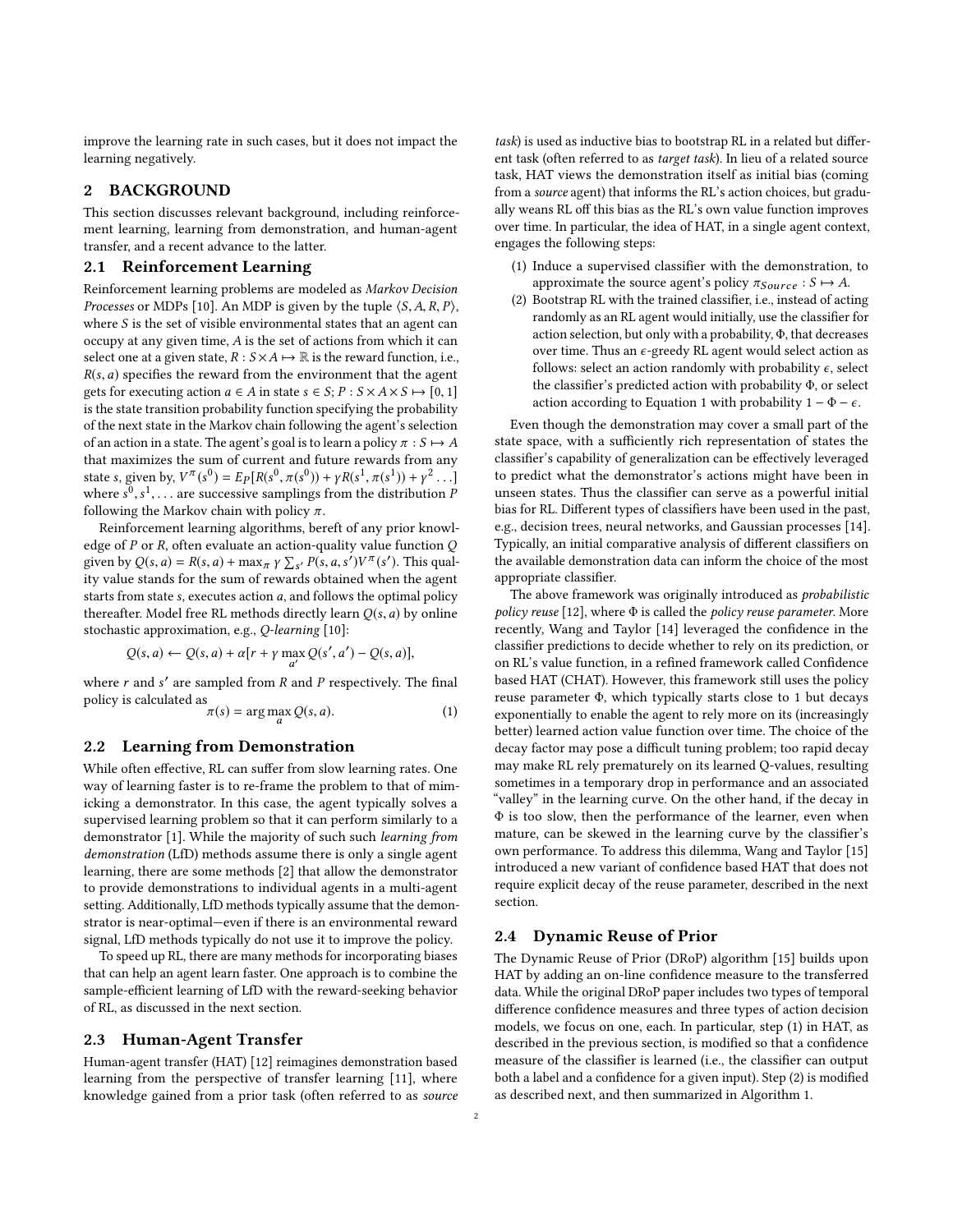improve the learning rate in such cases, but it does not impact the learning negatively.

## 2 BACKGROUND

This section discusses relevant background, including reinforcement learning, learning from demonstration, and human-agent transfer, and a recent advance to the latter.

### 2.1 Reinforcement Learning

Reinforcement learning problems are modeled as *Markov Decision Processes* or MDPs [10]. An MDP is given by the tuple $\langle S, A, R, P \rangle$, where $S$ is the set of visible environmental states that an agent can occupy at any given time, $A$ is the set of actions from which it can select one at a given state, $R : S \times A \mapsto \mathbb{R}$ is the reward function, i.e., $R(s, a)$ specifies the reward from the environment that the agent gets for executing action $a \in A$ in state $s \in S$; $P : S \times A \times S \mapsto [0, 1]$ is the state transition probability function specifying the probability of the next state in the Markov chain following the agent's selection of an action in a state. The agent's goal is to learn a policy $\pi : S \mapsto A$ that maximizes the sum of current and future rewards from any state $s$, given by, $V^{\pi}(s^0) = E_P[R(s^0, \pi(s^0)) + \gamma R(s^1, \pi(s^1)) + \gamma^2 \ldots]$ where $s^0, s^1, \ldots$ are successive samplings from the distribution $P$ following the Markov chain with policy $\pi$.

Reinforcement learning algorithms, bereft of any prior knowledge of $P$ or $R$, often evaluate an action-quality value function $Q$ given by $Q(s, a) = R(s, a) + \max_{\pi} \gamma \sum_{s'} P(s, a, s') V^{\pi}(s')$. This quality value stands for the sum of rewards obtained when the agent starts from state $s$, executes action $a$, and follows the optimal policy thereafter. Model free RL methods directly learn $Q(s, a)$ by online stochastic approximation, e.g., *Q-learning* [10]:

$$Q(s, a) \leftarrow Q(s, a) + \alpha[r + \gamma \max_{a'} Q(s', a') - Q(s, a)],$$

where $r$ and $s'$ are sampled from $R$ and $P$ respectively. The final policy is calculated as

$$\pi(s) = \arg\max_{a} Q(s, a). \qquad (1)$$

### 2.2 Learning from Demonstration

While often effective, RL can suffer from slow learning rates. One way of learning faster is to re-frame the problem to that of mimicking a demonstrator. In this case, the agent typically solves a supervised learning problem so that it can perform similarly to a demonstrator [1]. While the majority of such such *learning from demonstration* (LfD) methods assume there is only a single agent learning, there are some methods [2] that allow the demonstrator to provide demonstrations to individual agents in a multi-agent setting. Additionally, LfD methods typically assume that the demonstrator is near-optimal—even if there is an environmental reward signal, LfD methods typically do not use it to improve the policy.

To speed up RL, there are many methods for incorporating biases that can help an agent learn faster. One approach is to combine the sample-efficient learning of LfD with the reward-seeking behavior of RL, as discussed in the next section.

### 2.3 Human-Agent Transfer

Human-agent transfer (HAT) [12] reimagines demonstration based learning from the perspective of transfer learning [11], where knowledge gained from a prior task (often referred to as *source task*) is used as inductive bias to bootstrap RL in a related but different task (often referred to as *target task*). In lieu of a related source task, HAT views the demonstration itself as initial bias (coming from a *source* agent) that informs the RL's action choices, but gradually weans RL off this bias as the RL's own value function improves over time. In particular, the idea of HAT, in a single agent context, engages the following steps:

(1) Induce a supervised classifier with the demonstration, to approximate the source agent's policy $\pi_{Source} : S \mapsto A$.
(2) Bootstrap RL with the trained classifier, i.e., instead of acting randomly as an RL agent would initially, use the classifier for action selection, but only with a probability, $\Phi$, that decreases over time. Thus an $\epsilon$-greedy RL agent would select action as follows: select an action randomly with probability $\epsilon$, select the classifier's predicted action with probability $\Phi$, or select action according to Equation 1 with probability $1 - \Phi - \epsilon$.

Even though the demonstration may cover a small part of the state space, with a sufficiently rich representation of states the classifier's capability of generalization can be effectively leveraged to predict what the demonstrator's actions might have been in unseen states. Thus the classifier can serve as a powerful initial bias for RL. Different types of classifiers have been used in the past, e.g., decision trees, neural networks, and Gaussian processes [14]. Typically, an initial comparative analysis of different classifiers on the available demonstration data can inform the choice of the most appropriate classifier.

The above framework was originally introduced as *probabilistic policy reuse* [12], where $\Phi$ is called the *policy reuse parameter*. More recently, Wang and Taylor [14] leveraged the confidence in the classifier predictions to decide whether to rely on its prediction, or on RL's value function, in a refined framework called Confidence based HAT (CHAT). However, this framework still uses the policy reuse parameter $\Phi$, which typically starts close to 1 but decays exponentially to enable the agent to rely more on its (increasingly better) learned action value function over time. The choice of the decay factor may pose a difficult tuning problem; too rapid decay may make RL rely prematurely on its learned Q-values, resulting sometimes in a temporary drop in performance and an associated "valley" in the learning curve. On the other hand, if the decay in $\Phi$ is too slow, then the performance of the learner, even when mature, can be skewed in the learning curve by the classifier's own performance. To address this dilemma, Wang and Taylor [15] introduced a new variant of confidence based HAT that does not require explicit decay of the reuse parameter, described in the next section.

### 2.4 Dynamic Reuse of Prior

The Dynamic Reuse of Prior (DRoP) algorithm [15] builds upon HAT by adding an on-line confidence measure to the transferred data. While the original DRoP paper includes two types of temporal difference confidence measures and three types of action decision models, we focus on one, each. In particular, step (1) in HAT, as described in the previous section, is modified so that a confidence measure of the classifier is learned (i.e., the classifier can output both a label and a confidence for a given input). Step (2) is modified as described next, and then summarized in Algorithm 1.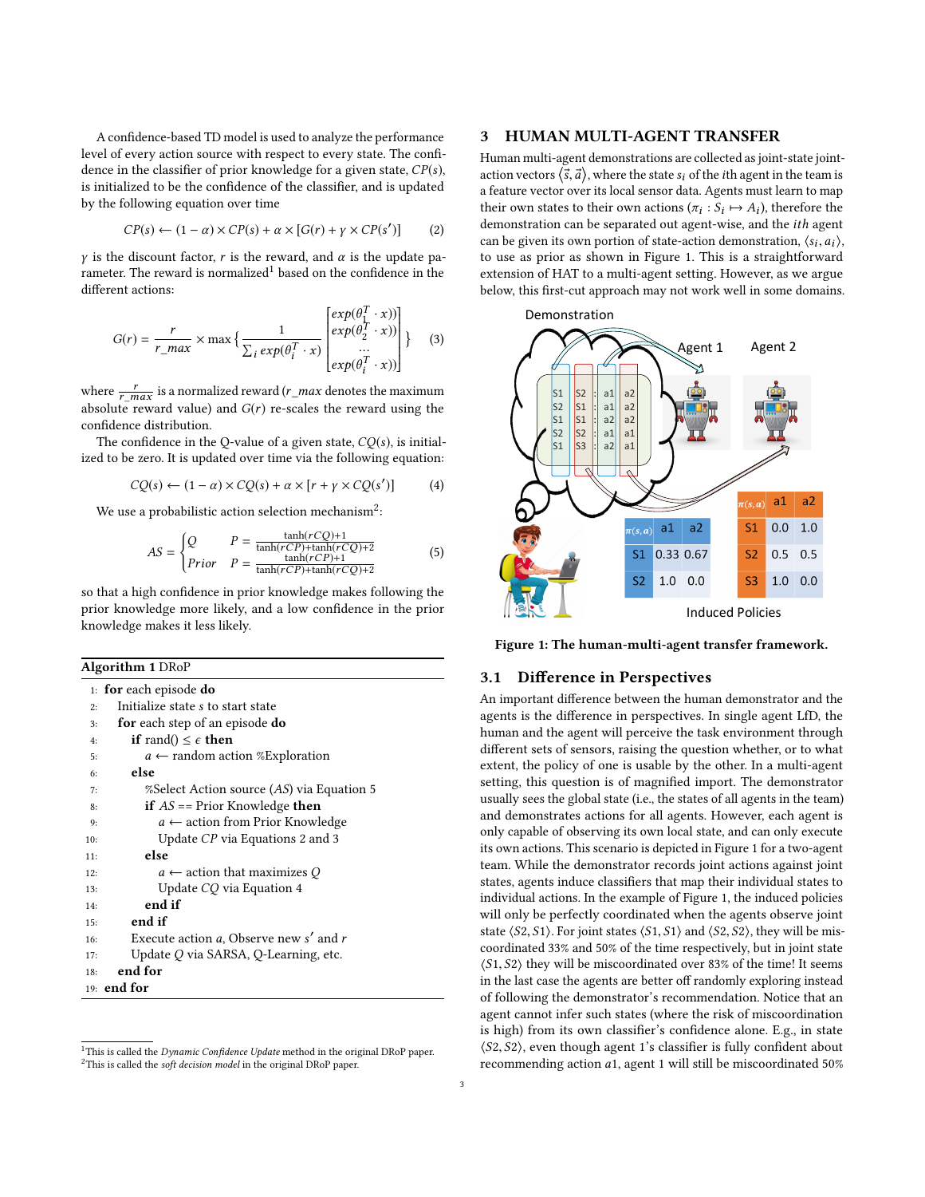A confidence-based TD model is used to analyze the performance level of every action source with respect to every state. The confidence in the classifier of prior knowledge for a given state, $CP(s)$, is initialized to be the confidence of the classifier, and is updated by the following equation over time

$$CP(s) \leftarrow (1-\alpha) \times CP(s) + \alpha \times [G(r) + \gamma \times CP(s')] \tag{2}$$

$\gamma$ is the discount factor, $r$ is the reward, and $\alpha$ is the update parameter. The reward is normalized[1] based on the confidence in the different actions:

$$G(r) = \frac{r}{r\_max} \times \max\left\{ \frac{1}{\sum_i exp(\theta_i^T \cdot x)} \begin{bmatrix} exp(\theta_1^T \cdot x)) \\ exp(\theta_2^T \cdot x)) \\ \dots \\ exp(\theta_i^T \cdot x)) \end{bmatrix} \right\} \tag{3}$$

where $\frac{r}{r\_max}$ is a normalized reward ($r\_max$ denotes the maximum absolute reward value) and $G(r)$ re-scales the reward using the confidence distribution.

The confidence in the Q-value of a given state, $CQ(s)$, is initialized to be zero. It is updated over time via the following equation:

$$CQ(s) \leftarrow (1-\alpha) \times CQ(s) + \alpha \times [r + \gamma \times CQ(s')] \tag{4}$$

We use a probabilistic action selection mechanism[2]:

$$AS = \begin{cases} Q & P = \frac{\tanh(rCQ)+1}{\tanh(rCP)+\tanh(rCQ)+2} \\ Prior & P = \frac{\tanh(rCP)+1}{\tanh(rCP)+\tanh(rCQ)+2} \end{cases} \tag{5}$$

so that a high confidence in prior knowledge makes following the prior knowledge more likely, and a low confidence in the prior knowledge makes it less likely.

**Algorithm 1** DRoP

```
1:  for each episode do
2:      Initialize state s to start state
3:      for each step of an episode do
4:          if rand() ≤ ε then
5:              a ← random action %Exploration
6:          else
7:              %Select Action source (AS) via Equation 5
8:              if AS == Prior Knowledge then
9:                  a ← action from Prior Knowledge
10:                 Update CP via Equations 2 and 3
11:             else
12:                 a ← action that maximizes Q
13:                 Update CQ via Equation 4
14:             end if
15:         end if
16:         Execute action a, Observe new s′ and r
17:         Update Q via SARSA, Q-Learning, etc.
18:     end for
19: end for
```

[1] This is called the *Dynamic Confidence Update* method in the original DRoP paper.
[2] This is called the *soft decision model* in the original DRoP paper.

## 3 HUMAN MULTI-AGENT TRANSFER

Human multi-agent demonstrations are collected as joint-state joint-action vectors $\langle \vec{s}, \vec{a} \rangle$, where the state $s_i$ of the $i$th agent in the team is a feature vector over its local sensor data. Agents must learn to map their own states to their own actions ($\pi_i : S_i \mapsto A_i$), therefore the demonstration can be separated out agent-wise, and the $ith$ agent can be given its own portion of state-action demonstration, $\langle s_i, a_i \rangle$, to use as prior as shown in Figure 1. This is a straightforward extension of HAT to a multi-agent setting. However, as we argue below, this first-cut approach may not work well in some domains.

Demonstration

| S1 | S2 | : | a1 | a2 |
|---|---|---|---|---|
| S2 | S1 | : | a1 | a2 |
| S1 | S1 | : | a2 | a2 |
| S2 | S2 | : | a1 | a1 |
| S1 | S3 | : | a2 | a1 |

Agent 1 / Agent 2

Induced Policies

| $\pi(s,a)$ | a1 | a2 |
|---|---|---|
| S1 | 0.33 | 0.67 |
| S2 | 1.0 | 0.0 |

| $\pi(s,a)$ | a1 | a2 |
|---|---|---|
| S1 | 0.0 | 1.0 |
| S2 | 0.5 | 0.5 |
| S3 | 1.0 | 0.0 |

**Figure 1: The human-multi-agent transfer framework.**

### 3.1 Difference in Perspectives

An important difference between the human demonstrator and the agents is the difference in perspectives. In single agent LfD, the human and the agent will perceive the task environment through different sets of sensors, raising the question whether, or to what extent, the policy of one is usable by the other. In a multi-agent setting, this question is of magnified import. The demonstrator usually sees the global state (i.e., the states of all agents in the team) and demonstrates actions for all agents. However, each agent is only capable of observing its own local state, and can only execute its own actions. This scenario is depicted in Figure 1 for a two-agent team. While the demonstrator records joint actions against joint states, agents induce classifiers that map their individual states to individual actions. In the example of Figure 1, the induced policies will only be perfectly coordinated when the agents observe joint state $\langle S2, S1 \rangle$. For joint states $\langle S1, S1 \rangle$ and $\langle S2, S2 \rangle$, they will be miscoordinated 33% and 50% of the time respectively, but in joint state $\langle S1, S2 \rangle$ they will be miscoordinated over 83% of the time! It seems in the last case the agents are better off randomly exploring instead of following the demonstrator's recommendation. Notice that an agent cannot infer such states (where the risk of miscoordination is high) from its own classifier's confidence alone. E.g., in state $\langle S2, S2 \rangle$, even though agent 1's classifier is fully confident about recommending action $a1$, agent 1 will still be miscoordinated 50%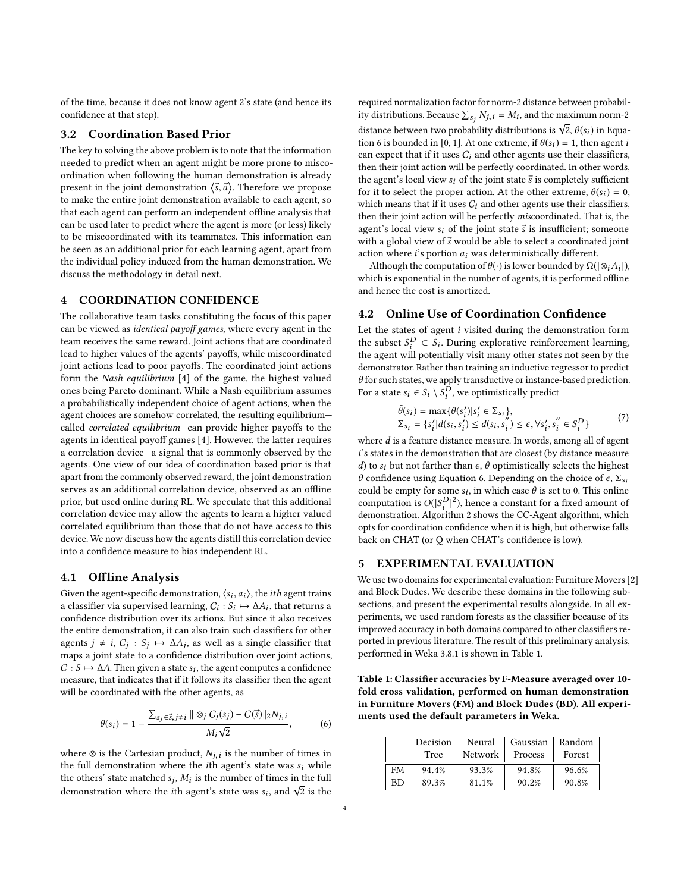of the time, because it does not know agent 2's state (and hence its confidence at that step).

### 3.2 Coordination Based Prior

The key to solving the above problem is to note that the information needed to predict when an agent might be more prone to miscoordination when following the human demonstration is already present in the joint demonstration $\langle \vec{s}, \vec{a} \rangle$. Therefore we propose to make the entire joint demonstration available to each agent, so that each agent can perform an independent offline analysis that can be used later to predict where the agent is more (or less) likely to be miscoordinated with its teammates. This information can be seen as an additional prior for each learning agent, apart from the individual policy induced from the human demonstration. We discuss the methodology in detail next.

## 4 COORDINATION CONFIDENCE

The collaborative team tasks constituting the focus of this paper can be viewed as *identical payoff games*, where every agent in the team receives the same reward. Joint actions that are coordinated lead to higher values of the agents' payoffs, while miscoordinated joint actions lead to poor payoffs. The coordinated joint actions form the *Nash equilibrium* [4] of the game, the highest valued ones being Pareto dominant. While a Nash equilibrium assumes a probabilistically independent choice of agent actions, when the agent choices are somehow correlated, the resulting equilibrium—called *correlated equilibrium*—can provide higher payoffs to the agents in identical payoff games [4]. However, the latter requires a correlation device—a signal that is commonly observed by the agents. One view of our idea of coordination based prior is that apart from the commonly observed reward, the joint demonstration serves as an additional correlation device, observed as an offline prior, but used online during RL. We speculate that this additional correlation device may allow the agents to learn a higher valued correlated equilibrium than those that do not have access to this device. We now discuss how the agents distill this correlation device into a confidence measure to bias independent RL.

### 4.1 Offline Analysis

Given the agent-specific demonstration, $\langle s_i, a_i \rangle$, the *ith* agent trains a classifier via supervised learning, $C_i : S_i \mapsto \Delta A_i$, that returns a confidence distribution over its actions. But since it also receives the entire demonstration, it can also train such classifiers for other agents $j \neq i$, $C_j : S_j \mapsto \Delta A_j$, as well as a single classifier that maps a joint state to a confidence distribution over joint actions, $C : S \mapsto \Delta A$. Then given a state $s_i$, the agent computes a confidence measure, that indicates that if it follows its classifier then the agent will be coordinated with the other agents, as

$$\theta(s_i) = 1 - \frac{\sum_{s_j \in \vec{s}, j \neq i} \| \otimes_j C_j(s_j) - C(\vec{s}) \|_2 N_{j,i}}{M_i \sqrt{2}}, \tag{6}$$

where $\otimes$ is the Cartesian product, $N_{j,i}$ is the number of times in the full demonstration where the *i*th agent's state was $s_i$ while the others' state matched $s_j$, $M_i$ is the number of times in the full demonstration where the *i*th agent's state was $s_i$, and $\sqrt{2}$ is the required normalization factor for norm-2 distance between probability distributions. Because $\sum_{s_j} N_{j,i} = M_i$, and the maximum norm-2 distance between two probability distributions is $\sqrt{2}$, $\theta(s_i)$ in Equation 6 is bounded in [0, 1]. At one extreme, if $\theta(s_i) = 1$, then agent $i$ can expect that if it uses $C_i$ and other agents use their classifiers, then their joint action will be perfectly coordinated. In other words, the agent's local view $s_i$ of the joint state $\vec{s}$ is completely sufficient for it to select the proper action. At the other extreme, $\theta(s_i) = 0$, which means that if it uses $C_i$ and other agents use their classifiers, then their joint action will be perfectly *mis*coordinated. That is, the agent's local view $s_i$ of the joint state $\vec{s}$ is insufficient; someone with a global view of $\vec{s}$ would be able to select a coordinated joint action where $i$'s portion $a_i$ was deterministically different.

Although the computation of $\theta(\cdot)$ is lower bounded by $\Omega(|\otimes_i A_i|)$, which is exponential in the number of agents, it is performed offline and hence the cost is amortized.

### 4.2 Online Use of Coordination Confidence

Let the states of agent $i$ visited during the demonstration form the subset $S_i^D \subset S_i$. During explorative reinforcement learning, the agent will potentially visit many other states not seen by the demonstrator. Rather than training an inductive regressor to predict $\theta$ for such states, we apply transductive or instance-based prediction. For a state $s_i \in S_i \setminus S_i^D$, we optimistically predict

$$\begin{aligned} \bar{\theta}(s_i) &= \max\{\theta(s_i') | s_i' \in \Sigma_{s_i}\}, \\ \Sigma_{s_i} &= \{s_i' | d(s_i, s_i') \leq d(s_i, s_i'') \leq \epsilon, \forall s_i', s_i'' \in S_i^D\} \end{aligned} \tag{7}$$

where $d$ is a feature distance measure. In words, among all of agent $i$'s states in the demonstration that are closest (by distance measure $d$) to $s_i$ but not farther than $\epsilon$, $\bar{\theta}$ optimistically selects the highest $\theta$ confidence using Equation 6. Depending on the choice of $\epsilon$, $\Sigma_{s_i}$ could be empty for some $s_i$, in which case $\bar{\theta}$ is set to 0. This online computation is $O(|S_i^D|^2)$, hence a constant for a fixed amount of demonstration. Algorithm 2 shows the CC-Agent algorithm, which opts for coordination confidence when it is high, but otherwise falls back on CHAT (or Q when CHAT's confidence is low).

## 5 EXPERIMENTAL EVALUATION

We use two domains for experimental evaluation: Furniture Movers [2] and Block Dudes. We describe these domains in the following subsections, and present the experimental results alongside. In all experiments, we used random forests as the classifier because of its improved accuracy in both domains compared to other classifiers reported in previous literature. The result of this preliminary analysis, performed in Weka 3.8.1 is shown in Table 1.

**Table 1: Classifier accuracies by F-Measure averaged over 10-fold cross validation, performed on human demonstration in Furniture Movers (FM) and Block Dudes (BD). All experiments used the default parameters in Weka.**

| | Decision Tree | Neural Network | Gaussian Process | Random Forest |
|---|---|---|---|---|
| FM | 94.4% | 93.3% | 94.8% | 96.6% |
| BD | 89.3% | 81.1% | 90.2% | 90.8% |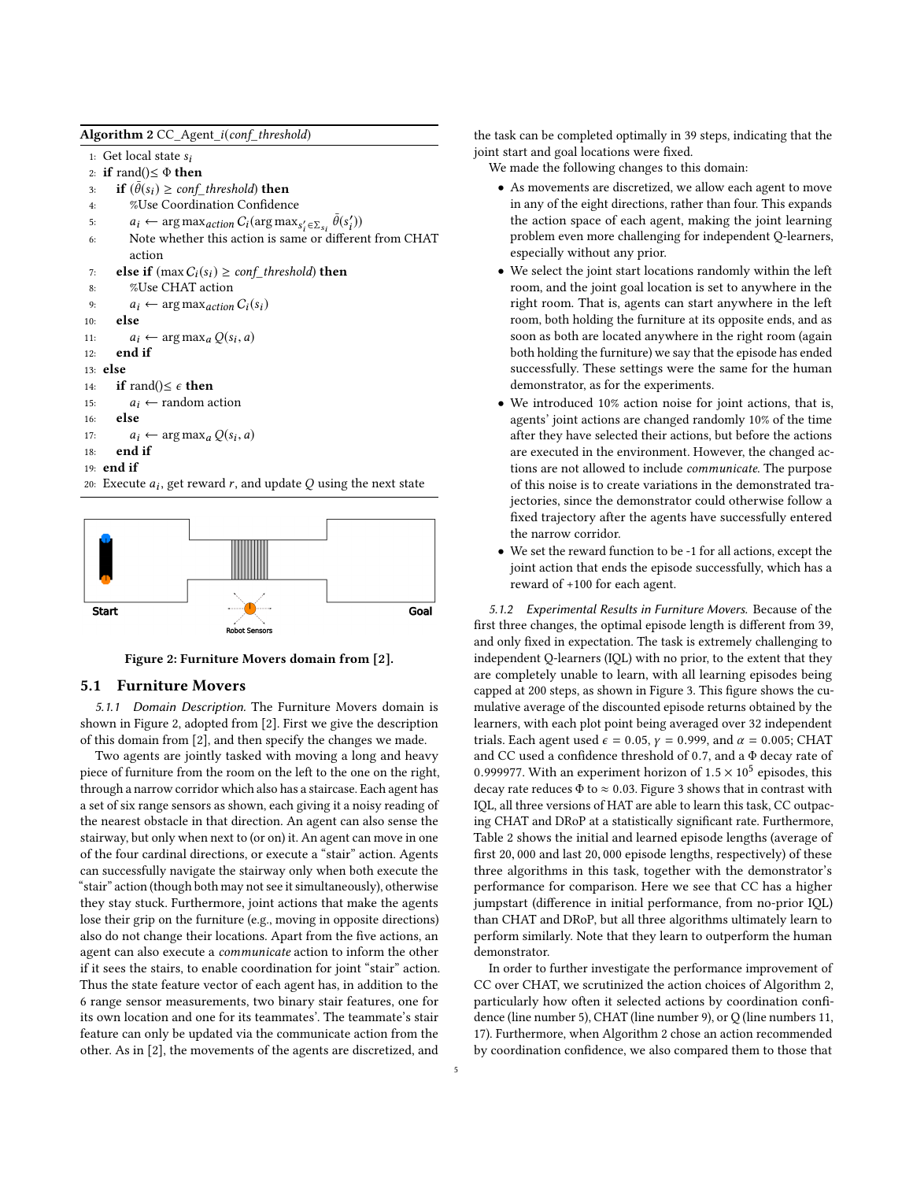**Algorithm 2** CC_Agent_$i$(*conf_threshold*)

```
1:  Get local state s_i
2:  if rand() ≤ Φ then
3:      if (θ̄(s_i) ≥ conf_threshold) then
4:          %Use Coordination Confidence
5:          a_i ← argmax_action C_i(argmax_{s'_i ∈ Σ_{s_i}} θ̄(s'_i))
6:          Note whether this action is same or different from CHAT
            action
7:      else if (max C_i(s_i) ≥ conf_threshold) then
8:          %Use CHAT action
9:          a_i ← argmax_action C_i(s_i)
10:     else
11:         a_i ← argmax_a Q(s_i, a)
12:     end if
13: else
14:     if rand() ≤ ε then
15:         a_i ← random action
16:     else
17:         a_i ← argmax_a Q(s_i, a)
18:     end if
19: end if
20: Execute a_i, get reward r, and update Q using the next state
```

Figure 2: Furniture Movers domain from [2].

## 5.1 Furniture Movers

*5.1.1 Domain Description.* The Furniture Movers domain is shown in Figure 2, adopted from [2]. First we give the description of this domain from [2], and then specify the changes we made.

Two agents are jointly tasked with moving a long and heavy piece of furniture from the room on the left to the one on the right, through a narrow corridor which also has a staircase. Each agent has a set of six range sensors as shown, each giving it a noisy reading of the nearest obstacle in that direction. An agent can also sense the stairway, but only when next to (or on) it. An agent can move in one of the four cardinal directions, or execute a "stair" action. Agents can successfully navigate the stairway only when both execute the "stair" action (though both may not see it simultaneously), otherwise they stay stuck. Furthermore, joint actions that make the agents lose their grip on the furniture (e.g., moving in opposite directions) also do not change their locations. Apart from the five actions, an agent can also execute a *communicate* action to inform the other if it sees the stairs, to enable coordination for joint "stair" action. Thus the state feature vector of each agent has, in addition to the 6 range sensor measurements, two binary stair features, one for its own location and one for its teammates'. The teammate's stair feature can only be updated via the communicate action from the other. As in [2], the movements of the agents are discretized, and the task can be completed optimally in 39 steps, indicating that the joint start and goal locations were fixed.

We made the following changes to this domain:

- As movements are discretized, we allow each agent to move in any of the eight directions, rather than four. This expands the action space of each agent, making the joint learning problem even more challenging for independent Q-learners, especially without any prior.
- We select the joint start locations randomly within the left room, and the joint goal location is set to anywhere in the right room. That is, agents can start anywhere in the left room, both holding the furniture at its opposite ends, and as soon as both are located anywhere in the right room (again both holding the furniture) we say that the episode has ended successfully. These settings were the same for the human demonstrator, as for the experiments.
- We introduced 10% action noise for joint actions, that is, agents' joint actions are changed randomly 10% of the time after they have selected their actions, but before the actions are executed in the environment. However, the changed actions are not allowed to include *communicate*. The purpose of this noise is to create variations in the demonstrated trajectories, since the demonstrator could otherwise follow a fixed trajectory after the agents have successfully entered the narrow corridor.
- We set the reward function to be -1 for all actions, except the joint action that ends the episode successfully, which has a reward of +100 for each agent.

*5.1.2 Experimental Results in Furniture Movers.* Because of the first three changes, the optimal episode length is different from 39, and only fixed in expectation. The task is extremely challenging to independent Q-learners (IQL) with no prior, to the extent that they are completely unable to learn, with all learning episodes being capped at 200 steps, as shown in Figure 3. This figure shows the cumulative average of the discounted episode returns obtained by the learners, with each plot point being averaged over 32 independent trials. Each agent used $\epsilon = 0.05$, $\gamma = 0.999$, and $\alpha = 0.005$; CHAT and CC used a confidence threshold of 0.7, and a $\Phi$ decay rate of 0.999977. With an experiment horizon of $1.5 \times 10^5$ episodes, this decay rate reduces $\Phi$ to $\approx 0.03$. Figure 3 shows that in contrast with IQL, all three versions of HAT are able to learn this task, CC outpacing CHAT and DRoP at a statistically significant rate. Furthermore, Table 2 shows the initial and learned episode lengths (average of first 20,000 and last 20,000 episode lengths, respectively) of these three algorithms in this task, together with the demonstrator's performance for comparison. Here we see that CC has a higher jumpstart (difference in initial performance, from no-prior IQL) than CHAT and DRoP, but all three algorithms ultimately learn to perform similarly. Note that they learn to outperform the human demonstrator.

In order to further investigate the performance improvement of CC over CHAT, we scrutinized the action choices of Algorithm 2, particularly how often it selected actions by coordination confidence (line number 5), CHAT (line number 9), or Q (line numbers 11, 17). Furthermore, when Algorithm 2 chose an action recommended by coordination confidence, we also compared them to those that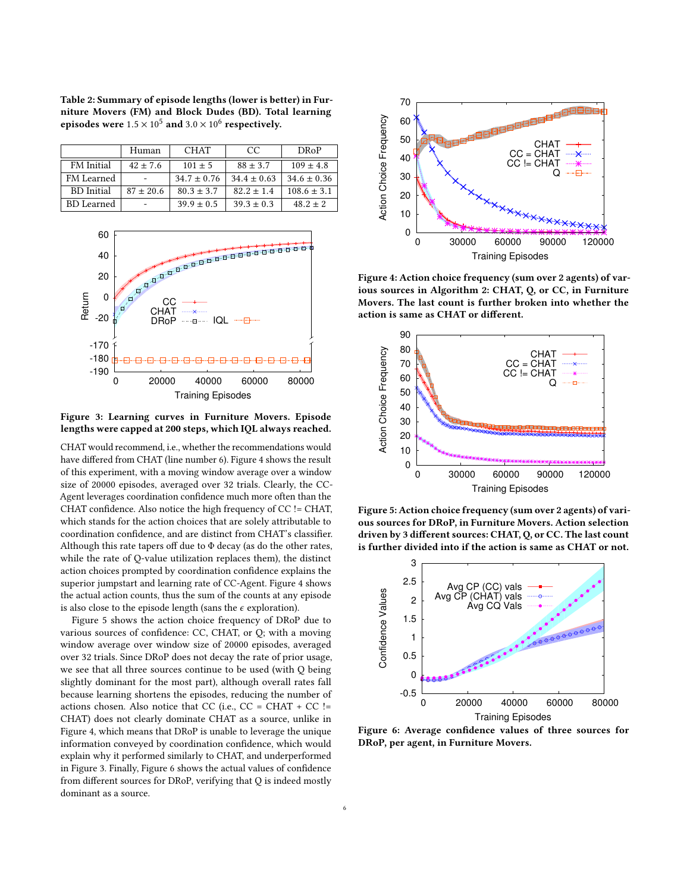**Table 2: Summary of episode lengths (lower is better) in Furniture Movers (FM) and Block Dudes (BD). Total learning episodes were $1.5 \times 10^5$ and $3.0 \times 10^6$ respectively.**

| | Human | CHAT | CC | DRoP |
|---|---|---|---|---|
| FM Initial | 42 ± 7.6 | 101 ± 5 | 88 ± 3.7 | 109 ± 4.8 |
| FM Learned | - | 34.7 ± 0.76 | 34.4 ± 0.63 | 34.6 ± 0.36 |
| BD Initial | 87 ± 20.6 | 80.3 ± 3.7 | 82.2 ± 1.4 | 108.6 ± 3.1 |
| BD Learned | - | 39.9 ± 0.5 | 39.3 ± 0.3 | 48.2 ± 2 |

**Figure 3: Learning curves in Furniture Movers. Episode lengths were capped at 200 steps, which IQL always reached.**

CHAT would recommend, i.e., whether the recommendations would have differed from CHAT (line number 6). Figure 4 shows the result of this experiment, with a moving window average over a window size of 20000 episodes, averaged over 32 trials. Clearly, the CC-Agent leverages coordination confidence much more often than the CHAT confidence. Also notice the high frequency of CC != CHAT, which stands for the action choices that are solely attributable to coordination confidence, and are distinct from CHAT's classifier. Although this rate tapers off due to $\Phi$ decay (as do the other rates, while the rate of Q-value utilization replaces them), the distinct action choices prompted by coordination confidence explains the superior jumpstart and learning rate of CC-Agent. Figure 4 shows the actual action counts, thus the sum of the counts at any episode is also close to the episode length (sans the $\epsilon$ exploration).

Figure 5 shows the action choice frequency of DRoP due to various sources of confidence: CC, CHAT, or Q; with a moving window average over window size of 20000 episodes, averaged over 32 trials. Since DRoP does not decay the rate of prior usage, we see that all three sources continue to be used (with Q being slightly dominant for the most part), although overall rates fall because learning shortens the episodes, reducing the number of actions chosen. Also notice that CC (i.e., CC = CHAT + CC != CHAT) does not clearly dominate CHAT as a source, unlike in Figure 4, which means that DRoP is unable to leverage the unique information conveyed by coordination confidence, which would explain why it performed similarly to CHAT, and underperformed in Figure 3. Finally, Figure 6 shows the actual values of confidence from different sources for DRoP, verifying that Q is indeed mostly dominant as a source.

**Figure 4: Action choice frequency (sum over 2 agents) of various sources in Algorithm 2: CHAT, Q, or CC, in Furniture Movers. The last count is further broken into whether the action is same as CHAT or different.**

**Figure 5: Action choice frequency (sum over 2 agents) of various sources for DRoP, in Furniture Movers. Action selection driven by 3 different sources: CHAT, Q, or CC. The last count is further divided into if the action is same as CHAT or not.**

**Figure 6: Average confidence values of three sources for DRoP, per agent, in Furniture Movers.**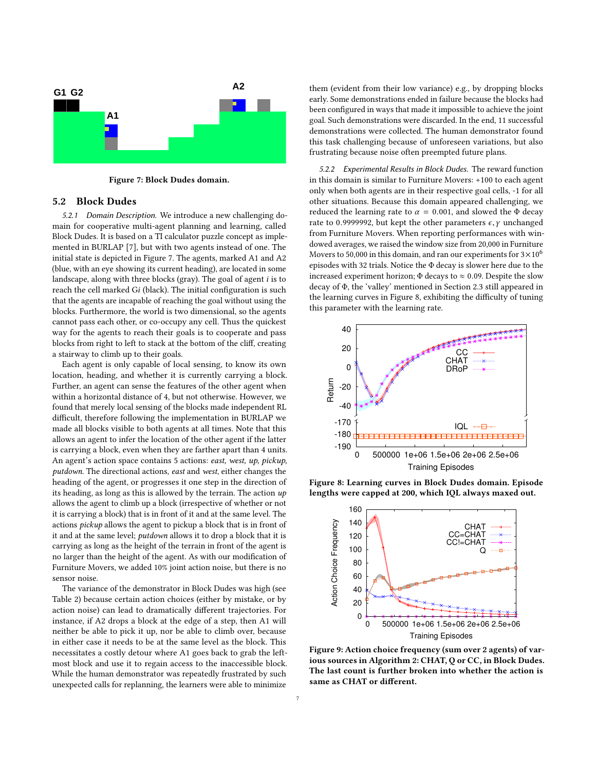Figure 7: Block Dudes domain.

## 5.2 Block Dudes

*5.2.1 Domain Description.* We introduce a new challenging domain for cooperative multi-agent planning and learning, called Block Dudes. It is based on a TI calculator puzzle concept as implemented in BURLAP [7], but with two agents instead of one. The initial state is depicted in Figure 7. The agents, marked A1 and A2 (blue, with an eye showing its current heading), are located in some landscape, along with three blocks (gray). The goal of agent $i$ is to reach the cell marked G$i$ (black). The initial configuration is such that the agents are incapable of reaching the goal without using the blocks. Furthermore, the world is two dimensional, so the agents cannot pass each other, or co-occupy any cell. Thus the quickest way for the agents to reach their goals is to cooperate and pass blocks from right to left to stack at the bottom of the cliff, creating a stairway to climb up to their goals.

Each agent is only capable of local sensing, to know its own location, heading, and whether it is currently carrying a block. Further, an agent can sense the features of the other agent when within a horizontal distance of 4, but not otherwise. However, we found that merely local sensing of the blocks made independent RL difficult, therefore following the implementation in BURLAP we made all blocks visible to both agents at all times. Note that this allows an agent to infer the location of the other agent if the latter is carrying a block, even when they are farther apart than 4 units. An agent's action space contains 5 actions: *east, west, up, pickup, putdown*. The directional actions, *east* and *west*, either changes the heading of the agent, or progresses it one step in the direction of its heading, as long as this is allowed by the terrain. The action *up* allows the agent to climb up a block (irrespective of whether or not it is carrying a block) that is in front of it and at the same level. The actions *pickup* allows the agent to pickup a block that is in front of it and at the same level; *putdown* allows it to drop a block that it is carrying as long as the height of the terrain in front of the agent is no larger than the height of the agent. As with our modification of Furniture Movers, we added 10% joint action noise, but there is no sensor noise.

The variance of the demonstrator in Block Dudes was high (see Table 2) because certain action choices (either by mistake, or by action noise) can lead to dramatically different trajectories. For instance, if A2 drops a block at the edge of a step, then A1 will neither be able to pick it up, nor be able to climb over, because in either case it needs to be at the same level as the block. This necessitates a costly detour where A1 goes back to grab the leftmost block and use it to regain access to the inaccessible block. While the human demonstrator was repeatedly frustrated by such unexpected calls for replanning, the learners were able to minimize them (evident from their low variance) e.g., by dropping blocks early. Some demonstrations ended in failure because the blocks had been configured in ways that made it impossible to achieve the joint goal. Such demonstrations were discarded. In the end, 11 successful demonstrations were collected. The human demonstrator found this task challenging because of unforeseen variations, but also frustrating because noise often preempted future plans.

*5.2.2 Experimental Results in Block Dudes.* The reward function in this domain is similar to Furniture Movers: +100 to each agent only when both agents are in their respective goal cells, -1 for all other situations. Because this domain appeared challenging, we reduced the learning rate to $\alpha = 0.001$, and slowed the $\Phi$ decay rate to 0.9999992, but kept the other parameters $\epsilon, \gamma$ unchanged from Furniture Movers. When reporting performances with windowed averages, we raised the window size from 20,000 in Furniture Movers to 50,000 in this domain, and ran our experiments for $3 \times 10^6$ episodes with 32 trials. Notice the $\Phi$ decay is slower here due to the increased experiment horizon; $\Phi$ decays to $\approx 0.09$. Despite the slow decay of $\Phi$, the 'valley' mentioned in Section 2.3 still appeared in the learning curves in Figure 8, exhibiting the difficulty of tuning this parameter with the learning rate.

Figure 8: Learning curves in Block Dudes domain. Episode lengths were capped at 200, which IQL always maxed out.

Figure 9: Action choice frequency (sum over 2 agents) of various sources in Algorithm 2: CHAT, Q or CC, in Block Dudes. The last count is further broken into whether the action is same as CHAT or different.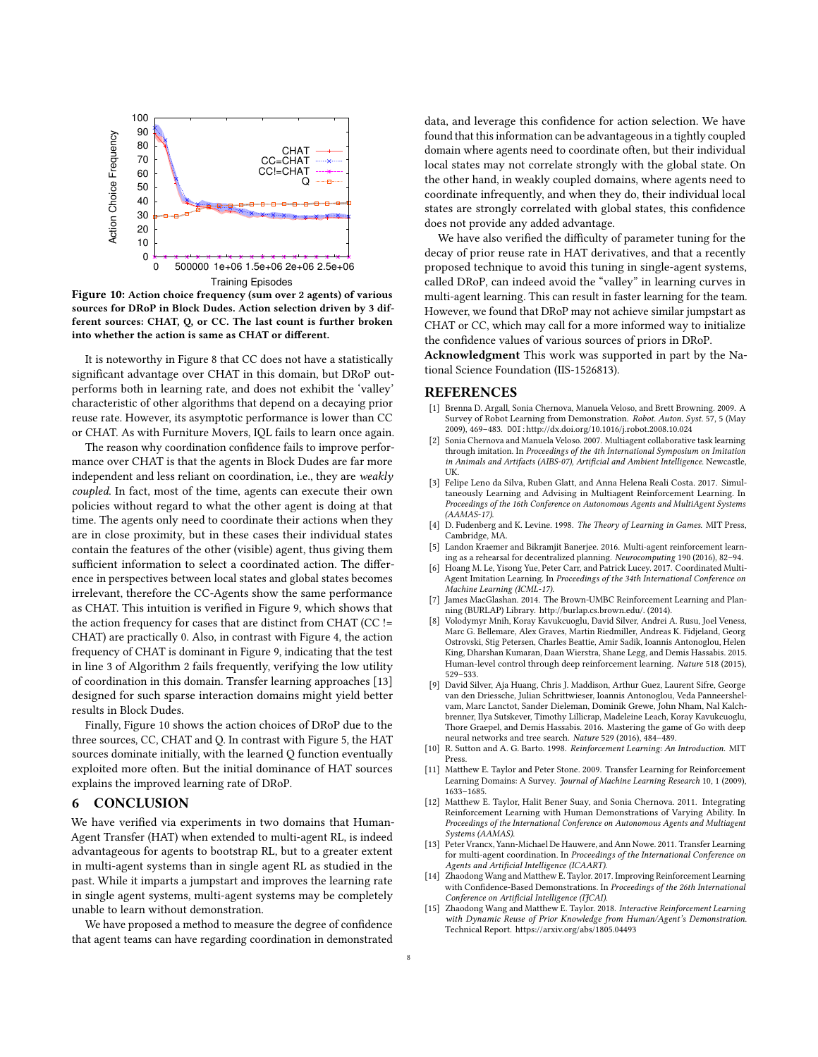100
90
80
70
60
50
40
30
20
10
0

Action Choice Frequency

0 500000 1e+06 1.5e+06 2e+06 2.5e+06

Training Episodes

CHAT
CC=CHAT
CC!=CHAT
Q

**Figure 10: Action choice frequency (sum over 2 agents) of various sources for DRoP in Block Dudes. Action selection driven by 3 different sources: CHAT, Q, or CC. The last count is further broken into whether the action is same as CHAT or different.**

It is noteworthy in Figure 8 that CC does not have a statistically significant advantage over CHAT in this domain, but DRoP outperforms both in learning rate, and does not exhibit the 'valley' characteristic of other algorithms that depend on a decaying prior reuse rate. However, its asymptotic performance is lower than CC or CHAT. As with Furniture Movers, IQL fails to learn once again.

The reason why coordination confidence fails to improve performance over CHAT is that the agents in Block Dudes are far more independent and less reliant on coordination, i.e., they are *weakly coupled*. In fact, most of the time, agents can execute their own policies without regard to what the other agent is doing at that time. The agents only need to coordinate their actions when they are in close proximity, but in these cases their individual states contain the features of the other (visible) agent, thus giving them sufficient information to select a coordinated action. The difference in perspectives between local states and global states becomes irrelevant, therefore the CC-Agents show the same performance as CHAT. This intuition is verified in Figure 9, which shows that the action frequency for cases that are distinct from CHAT (CC != CHAT) are practically 0. Also, in contrast with Figure 4, the action frequency of CHAT is dominant in Figure 9, indicating that the test in line 3 of Algorithm 2 fails frequently, verifying the low utility of coordination in this domain. Transfer learning approaches [13] designed for such sparse interaction domains might yield better results in Block Dudes.

Finally, Figure 10 shows the action choices of DRoP due to the three sources, CC, CHAT and Q. In contrast with Figure 5, the HAT sources dominate initially, with the learned Q function eventually exploited more often. But the initial dominance of HAT sources explains the improved learning rate of DRoP.

## 6 CONCLUSION

We have verified via experiments in two domains that Human-Agent Transfer (HAT) when extended to multi-agent RL, is indeed advantageous for agents to bootstrap RL, but to a greater extent in multi-agent systems than in single agent RL as studied in the past. While it imparts a jumpstart and improves the learning rate in single agent systems, multi-agent systems may be completely unable to learn without demonstration.

We have proposed a method to measure the degree of confidence that agent teams can have regarding coordination in demonstrated data, and leverage this confidence for action selection. We have found that this information can be advantageous in a tightly coupled domain where agents need to coordinate often, but their individual local states may not correlate strongly with the global state. On the other hand, in weakly coupled domains, where agents need to coordinate infrequently, and when they do, their individual local states are strongly correlated with global states, this confidence does not provide any added advantage.

We have also verified the difficulty of parameter tuning for the decay of prior reuse rate in HAT derivatives, and that a recently proposed technique to avoid this tuning in single-agent systems, called DRoP, can indeed avoid the "valley" in learning curves in multi-agent learning. This can result in faster learning for the team. However, we found that DRoP may not achieve similar jumpstart as CHAT or CC, which may call for a more informed way to initialize the confidence values of various sources of priors in DRoP.

**Acknowledgment** This work was supported in part by the National Science Foundation (IIS-1526813).

## REFERENCES

[1] Brenna D. Argall, Sonia Chernova, Manuela Veloso, and Brett Browning. 2009. A Survey of Robot Learning from Demonstration. *Robot. Auton. Syst.* 57, 5 (May 2009), 469–483. DOI:http://dx.doi.org/10.1016/j.robot.2008.10.024

[2] Sonia Chernova and Manuela Veloso. 2007. Multiagent collaborative task learning through imitation. In *Proceedings of the 4th International Symposium on Imitation in Animals and Artifacts (AIBS-07), Artificial and Ambient Intelligence*. Newcastle, UK.

[3] Felipe Leno da Silva, Ruben Glatt, and Anna Helena Reali Costa. 2017. Simultaneously Learning and Advising in Multiagent Reinforcement Learning. In *Proceedings of the 16th Conference on Autonomous Agents and MultiAgent Systems (AAMAS-17)*.

[4] D. Fudenberg and K. Levine. 1998. *The Theory of Learning in Games.* MIT Press, Cambridge, MA.

[5] Landon Kraemer and Bikramjit Banerjee. 2016. Multi-agent reinforcement learning as a rehearsal for decentralized planning. *Neurocomputing* 190 (2016), 82–94.

[6] Hoang M. Le, Yisong Yue, Peter Carr, and Patrick Lucey. 2017. Coordinated Multi-Agent Imitation Learning. In *Proceedings of the 34th International Conference on Machine Learning (ICML-17)*.

[7] James MacGlashan. 2014. The Brown-UMBC Reinforcement Learning and Planning (BURLAP) Library. http://burlap.cs.brown.edu/. (2014).

[8] Volodymyr Mnih, Koray Kavukcuoglu, David Silver, Andrei A. Rusu, Joel Veness, Marc G. Bellemare, Alex Graves, Martin Riedmiller, Andreas K. Fidjeland, Georg Ostrovski, Stig Petersen, Charles Beattie, Amir Sadik, Ioannis Antonoglou, Helen King, Dharshan Kumaran, Daan Wierstra, Shane Legg, and Demis Hassabis. 2015. Human-level control through deep reinforcement learning. *Nature* 518 (2015), 529–533.

[9] David Silver, Aja Huang, Chris J. Maddison, Arthur Guez, Laurent Sifre, George van den Driessche, Julian Schrittwieser, Ioannis Antonoglou, Veda Panneershelvam, Marc Lanctot, Sander Dieleman, Dominik Grewe, John Nham, Nal Kalchbrenner, Ilya Sutskever, Timothy Lillicrap, Madeleine Leach, Koray Kavukcuoglu, Thore Graepel, and Demis Hassabis. 2016. Mastering the game of Go with deep neural networks and tree search. *Nature* 529 (2016), 484–489.

[10] R. Sutton and A. G. Barto. 1998. *Reinforcement Learning: An Introduction.* MIT Press.

[11] Matthew E. Taylor and Peter Stone. 2009. Transfer Learning for Reinforcement Learning Domains: A Survey. *Journal of Machine Learning Research* 10, 1 (2009), 1633–1685.

[12] Matthew E. Taylor, Halit Bener Suay, and Sonia Chernova. 2011. Integrating Reinforcement Learning with Human Demonstrations of Varying Ability. In *Proceedings of the International Conference on Autonomous Agents and Multiagent Systems (AAMAS)*.

[13] Peter Vrancx, Yann-Michael De Hauwere, and Ann Nowe. 2011. Transfer Learning for multi-agent coordination. In *Proceedings of the International Conference on Agents and Artificial Intelligence (ICAART)*.

[14] Zhaodong Wang and Matthew E. Taylor. 2017. Improving Reinforcement Learning with Confidence-Based Demonstrations. In *Proceedings of the 26th International Conference on Artificial Intelligence (IJCAI)*.

[15] Zhaodong Wang and Matthew E. Taylor. 2018. *Interactive Reinforcement Learning with Dynamic Reuse of Prior Knowledge from Human/Agent's Demonstration.* Technical Report. https://arxiv.org/abs/1805.04493